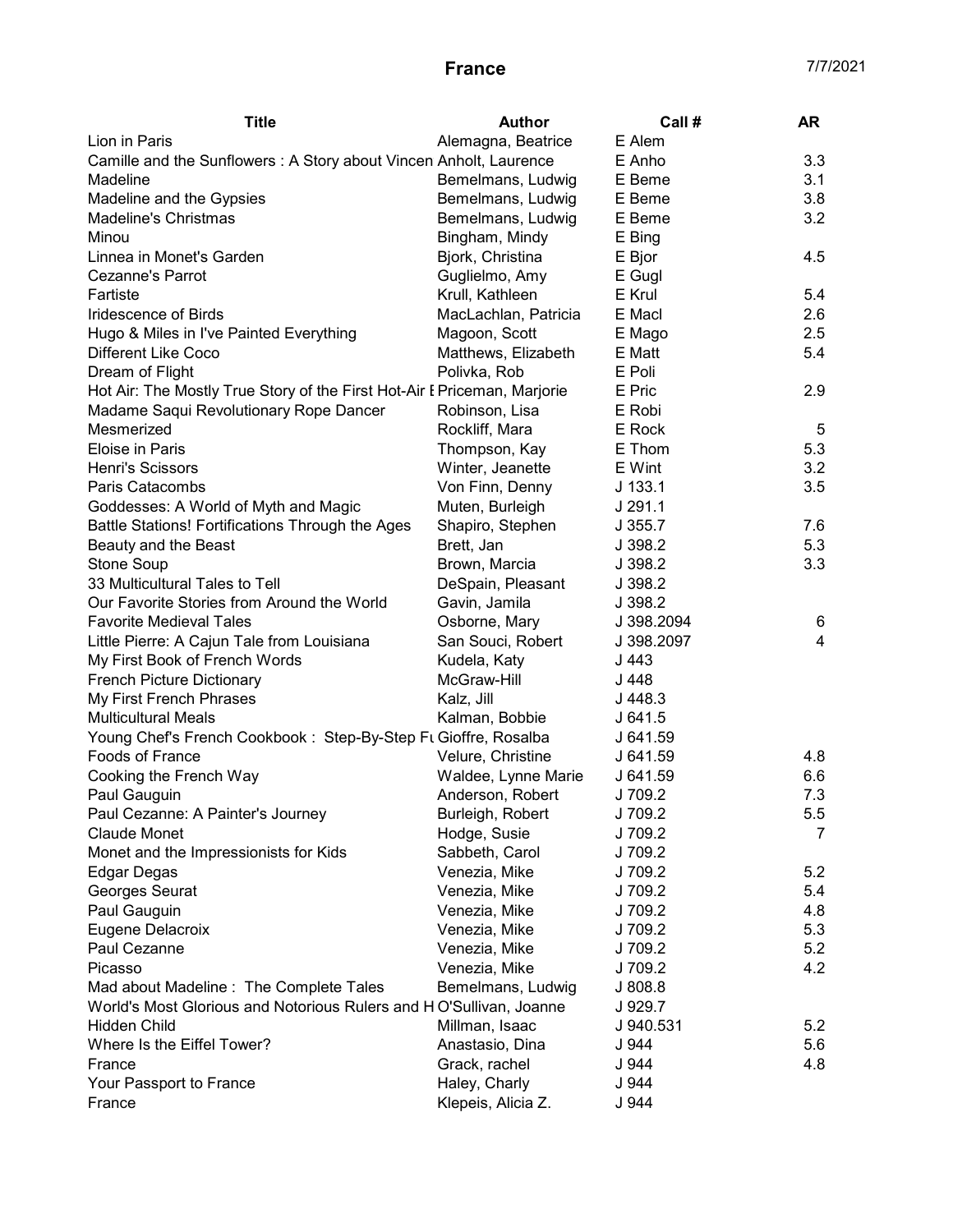# France

7/7/2021

| Title | Author | Call # | AR |
|---|---|---|---|
| Lion in Paris | Alemagna, Beatrice | E Alem | |
| Camille and the Sunflowers : A Story about Vincen | Anholt, Laurence | E Anho | 3.3 |
| Madeline | Bemelmans, Ludwig | E Beme | 3.1 |
| Madeline and the Gypsies | Bemelmans, Ludwig | E Beme | 3.8 |
| Madeline's Christmas | Bemelmans, Ludwig | E Beme | 3.2 |
| Minou | Bingham, Mindy | E Bing | |
| Linnea in Monet's Garden | Bjork, Christina | E Bjor | 4.5 |
| Cezanne's Parrot | Guglielmo, Amy | E Gugl | |
| Fartiste | Krull, Kathleen | E Krul | 5.4 |
| Iridescence of Birds | MacLachlan, Patricia | E Macl | 2.6 |
| Hugo & Miles in I've Painted Everything | Magoon, Scott | E Mago | 2.5 |
| Different Like Coco | Matthews, Elizabeth | E Matt | 5.4 |
| Dream of Flight | Polivka, Rob | E Poli | |
| Hot Air: The Mostly True Story of the First Hot-Air E | Priceman, Marjorie | E Pric | 2.9 |
| Madame Saqui Revolutionary Rope Dancer | Robinson, Lisa | E Robi | |
| Mesmerized | Rockliff, Mara | E Rock | 5 |
| Eloise in Paris | Thompson, Kay | E Thom | 5.3 |
| Henri's Scissors | Winter, Jeanette | E Wint | 3.2 |
| Paris Catacombs | Von Finn, Denny | J 133.1 | 3.5 |
| Goddesses: A World of Myth and Magic | Muten, Burleigh | J 291.1 | |
| Battle Stations! Fortifications Through the Ages | Shapiro, Stephen | J 355.7 | 7.6 |
| Beauty and the Beast | Brett, Jan | J 398.2 | 5.3 |
| Stone Soup | Brown, Marcia | J 398.2 | 3.3 |
| 33 Multicultural Tales to Tell | DeSpain, Pleasant | J 398.2 | |
| Our Favorite Stories from Around the World | Gavin, Jamila | J 398.2 | |
| Favorite Medieval Tales | Osborne, Mary | J 398.2094 | 6 |
| Little Pierre: A Cajun Tale from Louisiana | San Souci, Robert | J 398.2097 | 4 |
| My First Book of French Words | Kudela, Katy | J 443 | |
| French Picture Dictionary | McGraw-Hill | J 448 | |
| My First French Phrases | Kalz, Jill | J 448.3 | |
| Multicultural Meals | Kalman, Bobbie | J 641.5 | |
| Young Chef's French Cookbook : Step-By-Step Fu | Gioffre, Rosalba | J 641.59 | |
| Foods of France | Velure, Christine | J 641.59 | 4.8 |
| Cooking the French Way | Waldee, Lynne Marie | J 641.59 | 6.6 |
| Paul Gauguin | Anderson, Robert | J 709.2 | 7.3 |
| Paul Cezanne: A Painter's Journey | Burleigh, Robert | J 709.2 | 5.5 |
| Claude Monet | Hodge, Susie | J 709.2 | 7 |
| Monet and the Impressionists for Kids | Sabbeth, Carol | J 709.2 | |
| Edgar Degas | Venezia, Mike | J 709.2 | 5.2 |
| Georges Seurat | Venezia, Mike | J 709.2 | 5.4 |
| Paul Gauguin | Venezia, Mike | J 709.2 | 4.8 |
| Eugene Delacroix | Venezia, Mike | J 709.2 | 5.3 |
| Paul Cezanne | Venezia, Mike | J 709.2 | 5.2 |
| Picasso | Venezia, Mike | J 709.2 | 4.2 |
| Mad about Madeline : The Complete Tales | Bemelmans, Ludwig | J 808.8 | |
| World's Most Glorious and Notorious Rulers and H | O'Sullivan, Joanne | J 929.7 | |
| Hidden Child | Millman, Isaac | J 940.531 | 5.2 |
| Where Is the Eiffel Tower? | Anastasio, Dina | J 944 | 5.6 |
| France | Grack, rachel | J 944 | 4.8 |
| Your Passport to France | Haley, Charly | J 944 | |
| France | Klepeis, Alicia Z. | J 944 | |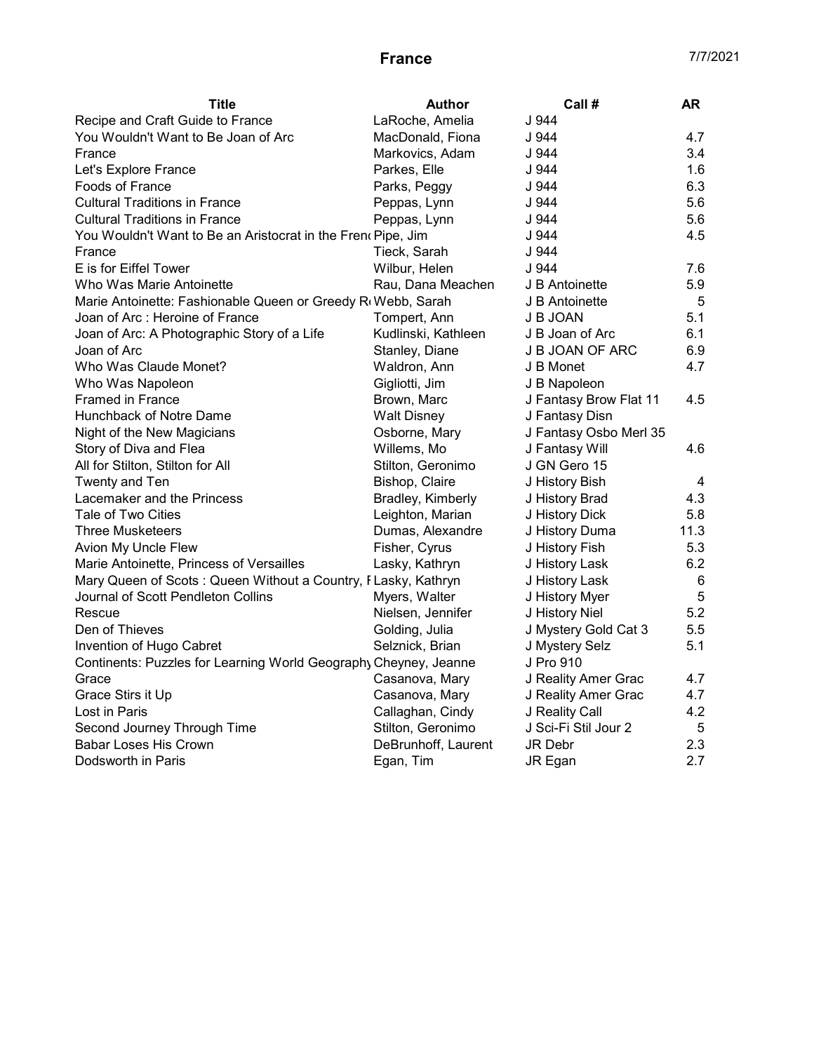# France

7/7/2021

| Title | Author | Call # | AR |
| --- | --- | --- | --- |
| Recipe and Craft Guide to France | LaRoche, Amelia | J 944 | |
| You Wouldn't Want to Be Joan of Arc | MacDonald, Fiona | J 944 | 4.7 |
| France | Markovics, Adam | J 944 | 3.4 |
| Let's Explore France | Parkes, Elle | J 944 | 1.6 |
| Foods of France | Parks, Peggy | J 944 | 6.3 |
| Cultural Traditions in France | Peppas, Lynn | J 944 | 5.6 |
| Cultural Traditions in France | Peppas, Lynn | J 944 | 5.6 |
| You Wouldn't Want to Be an Aristocrat in the Frenc | Pipe, Jim | J 944 | 4.5 |
| France | Tieck, Sarah | J 944 | |
| E is for Eiffel Tower | Wilbur, Helen | J 944 | 7.6 |
| Who Was Marie Antoinette | Rau, Dana Meachen | J B Antoinette | 5.9 |
| Marie Antoinette: Fashionable Queen or Greedy R | Webb, Sarah | J B Antoinette | 5 |
| Joan of Arc : Heroine of France | Tompert, Ann | J B JOAN | 5.1 |
| Joan of Arc: A Photographic Story of a Life | Kudlinski, Kathleen | J B Joan of Arc | 6.1 |
| Joan of Arc | Stanley, Diane | J B JOAN OF ARC | 6.9 |
| Who Was Claude Monet? | Waldron, Ann | J B Monet | 4.7 |
| Who Was Napoleon | Gigliotti, Jim | J B Napoleon | |
| Framed in France | Brown, Marc | J Fantasy Brow Flat 11 | 4.5 |
| Hunchback of Notre Dame | Walt Disney | J Fantasy Disn | |
| Night of the New Magicians | Osborne, Mary | J Fantasy Osbo Merl 35 | |
| Story of Diva and Flea | Willems, Mo | J Fantasy Will | 4.6 |
| All for Stilton, Stilton for All | Stilton, Geronimo | J GN Gero 15 | |
| Twenty and Ten | Bishop, Claire | J History Bish | 4 |
| Lacemaker and the Princess | Bradley, Kimberly | J History Brad | 4.3 |
| Tale of Two Cities | Leighton, Marian | J History Dick | 5.8 |
| Three Musketeers | Dumas, Alexandre | J History Duma | 11.3 |
| Avion My Uncle Flew | Fisher, Cyrus | J History Fish | 5.3 |
| Marie Antoinette, Princess of Versailles | Lasky, Kathryn | J History Lask | 6.2 |
| Mary Queen of Scots : Queen Without a Country, F | Lasky, Kathryn | J History Lask | 6 |
| Journal of Scott Pendleton Collins | Myers, Walter | J History Myer | 5 |
| Rescue | Nielsen, Jennifer | J History Niel | 5.2 |
| Den of Thieves | Golding, Julia | J Mystery Gold Cat 3 | 5.5 |
| Invention of Hugo Cabret | Selznick, Brian | J Mystery Selz | 5.1 |
| Continents: Puzzles for Learning World Geography | Cheyney, Jeanne | J Pro 910 | |
| Grace | Casanova, Mary | J Reality Amer Grac | 4.7 |
| Grace Stirs it Up | Casanova, Mary | J Reality Amer Grac | 4.7 |
| Lost in Paris | Callaghan, Cindy | J Reality Call | 4.2 |
| Second Journey Through Time | Stilton, Geronimo | J Sci-Fi Stil Jour 2 | 5 |
| Babar Loses His Crown | DeBrunhoff, Laurent | JR Debr | 2.3 |
| Dodsworth in Paris | Egan, Tim | JR Egan | 2.7 |